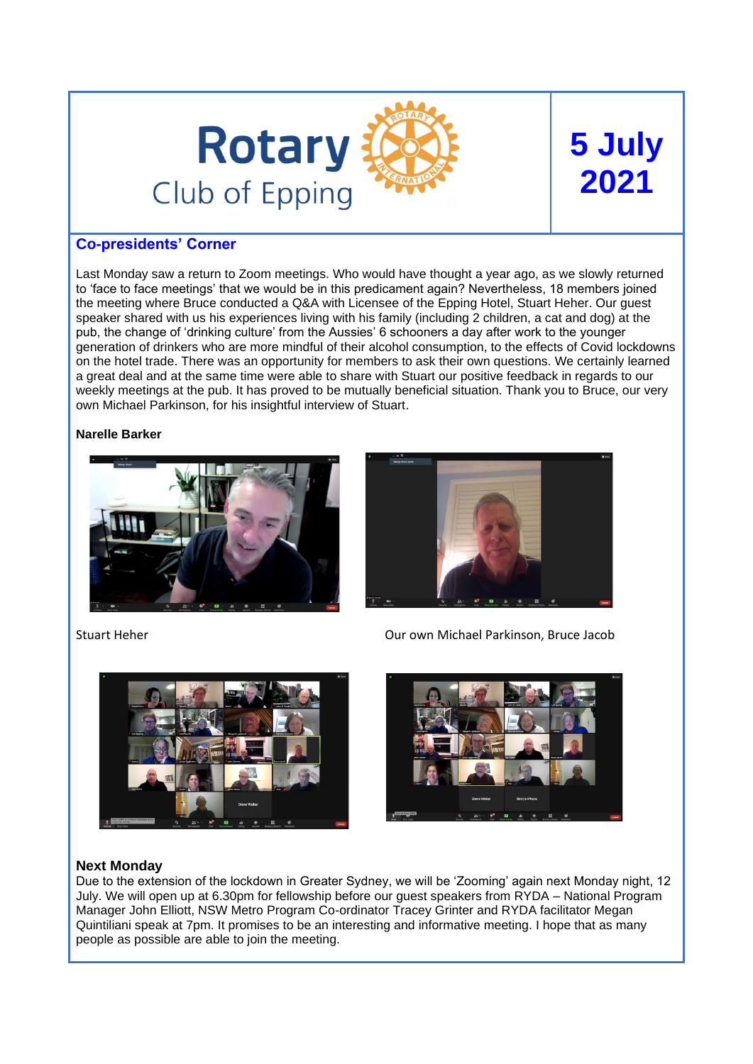# Rotary Club of Epping

**5 July 2021**

## Co-presidents' Corner

Last Monday saw a return to Zoom meetings. Who would have thought a year ago, as we slowly returned to 'face to face meetings' that we would be in this predicament again? Nevertheless, 18 members joined the meeting where Bruce conducted a Q&A with Licensee of the Epping Hotel, Stuart Heher. Our guest speaker shared with us his experiences living with his family (including 2 children, a cat and dog) at the pub, the change of 'drinking culture' from the Aussies' 6 schooners a day after work to the younger generation of drinkers who are more mindful of their alcohol consumption, to the effects of Covid lockdowns on the hotel trade. There was an opportunity for members to ask their own questions. We certainly learned a great deal and at the same time were able to share with Stuart our positive feedback in regards to our weekly meetings at the pub. It has proved to be mutually beneficial situation. Thank you to Bruce, our very own Michael Parkinson, for his insightful interview of Stuart.

**Narelle Barker**

Stuart Heher

Our own Michael Parkinson, Bruce Jacob

## Next Monday

Due to the extension of the lockdown in Greater Sydney, we will be 'Zooming' again next Monday night, 12 July. We will open up at 6.30pm for fellowship before our guest speakers from RYDA – National Program Manager John Elliott, NSW Metro Program Co-ordinator Tracey Grinter and RYDA facilitator Megan Quintiliani speak at 7pm. It promises to be an interesting and informative meeting. I hope that as many people as possible are able to join the meeting.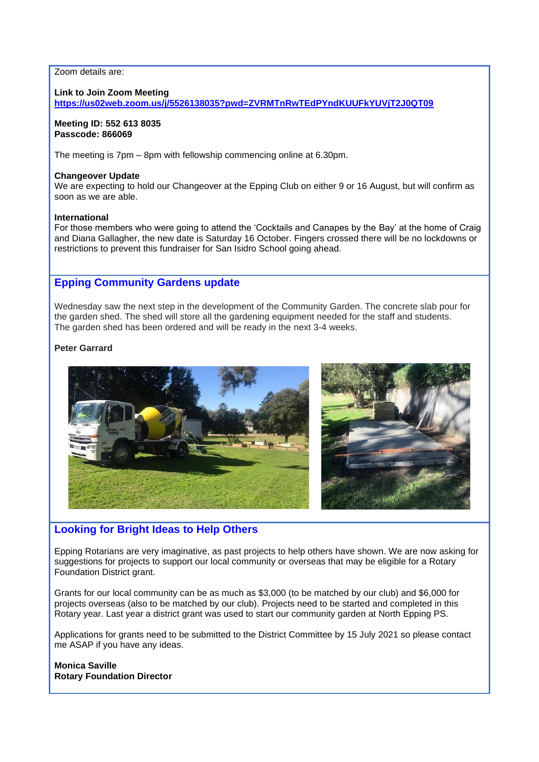Zoom details are:

**Link to Join Zoom Meeting**
**https://us02web.zoom.us/j/5526138035?pwd=ZVRMTnRwTEdPYndKUUFkYUVjT2J0QT09**

**Meeting ID: 552 613 8035**
**Passcode: 866069**

The meeting is 7pm – 8pm with fellowship commencing online at 6.30pm.

**Changeover Update**
We are expecting to hold our Changeover at the Epping Club on either 9 or 16 August, but will confirm as soon as we are able.

**International**
For those members who were going to attend the 'Cocktails and Canapes by the Bay' at the home of Craig and Diana Gallagher, the new date is Saturday 16 October. Fingers crossed there will be no lockdowns or restrictions to prevent this fundraiser for San Isidro School going ahead.

## Epping Community Gardens update

Wednesday saw the next step in the development of the Community Garden. The concrete slab pour for the garden shed. The shed will store all the gardening equipment needed for the staff and students. The garden shed has been ordered and will be ready in the next 3-4 weeks.

**Peter Garrard**

## Looking for Bright Ideas to Help Others

Epping Rotarians are very imaginative, as past projects to help others have shown. We are now asking for suggestions for projects to support our local community or overseas that may be eligible for a Rotary Foundation District grant.

Grants for our local community can be as much as $3,000 (to be matched by our club) and $6,000 for projects overseas (also to be matched by our club). Projects need to be started and completed in this Rotary year. Last year a district grant was used to start our community garden at North Epping PS.

Applications for grants need to be submitted to the District Committee by 15 July 2021 so please contact me ASAP if you have any ideas.

**Monica Saville**
**Rotary Foundation Director**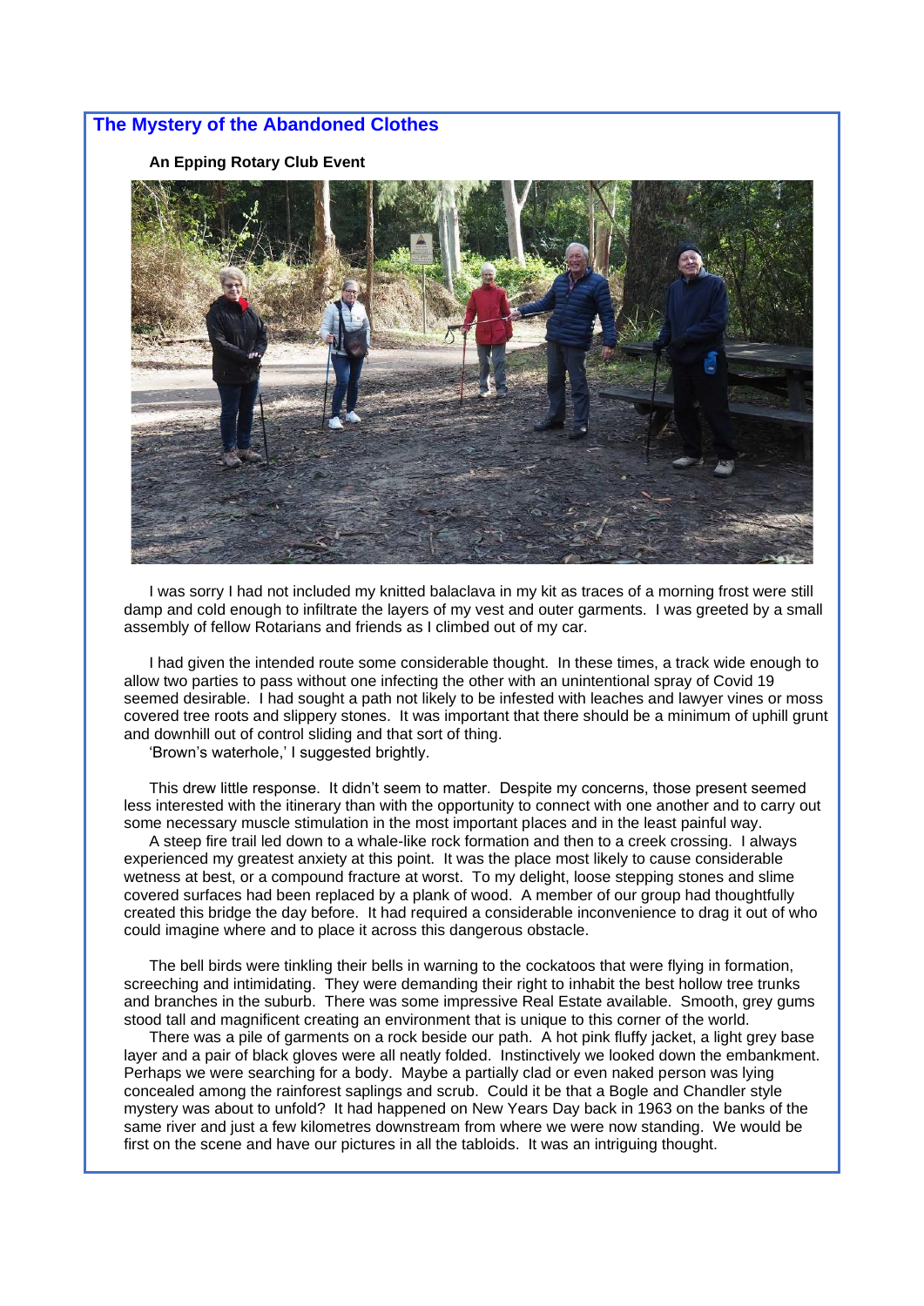## The Mystery of the Abandoned Clothes

**An Epping Rotary Club Event**

I was sorry I had not included my knitted balaclava in my kit as traces of a morning frost were still damp and cold enough to infiltrate the layers of my vest and outer garments. I was greeted by a small assembly of fellow Rotarians and friends as I climbed out of my car.

I had given the intended route some considerable thought. In these times, a track wide enough to allow two parties to pass without one infecting the other with an unintentional spray of Covid 19 seemed desirable. I had sought a path not likely to be infested with leaches and lawyer vines or moss covered tree roots and slippery stones. It was important that there should be a minimum of uphill grunt and downhill out of control sliding and that sort of thing.

'Brown's waterhole,' I suggested brightly.

This drew little response. It didn't seem to matter. Despite my concerns, those present seemed less interested with the itinerary than with the opportunity to connect with one another and to carry out some necessary muscle stimulation in the most important places and in the least painful way.

A steep fire trail led down to a whale-like rock formation and then to a creek crossing. I always experienced my greatest anxiety at this point. It was the place most likely to cause considerable wetness at best, or a compound fracture at worst. To my delight, loose stepping stones and slime covered surfaces had been replaced by a plank of wood. A member of our group had thoughtfully created this bridge the day before. It had required a considerable inconvenience to drag it out of who could imagine where and to place it across this dangerous obstacle.

The bell birds were tinkling their bells in warning to the cockatoos that were flying in formation, screeching and intimidating. They were demanding their right to inhabit the best hollow tree trunks and branches in the suburb. There was some impressive Real Estate available. Smooth, grey gums stood tall and magnificent creating an environment that is unique to this corner of the world.

There was a pile of garments on a rock beside our path. A hot pink fluffy jacket, a light grey base layer and a pair of black gloves were all neatly folded. Instinctively we looked down the embankment. Perhaps we were searching for a body. Maybe a partially clad or even naked person was lying concealed among the rainforest saplings and scrub. Could it be that a Bogle and Chandler style mystery was about to unfold? It had happened on New Years Day back in 1963 on the banks of the same river and just a few kilometres downstream from where we were now standing. We would be first on the scene and have our pictures in all the tabloids. It was an intriguing thought.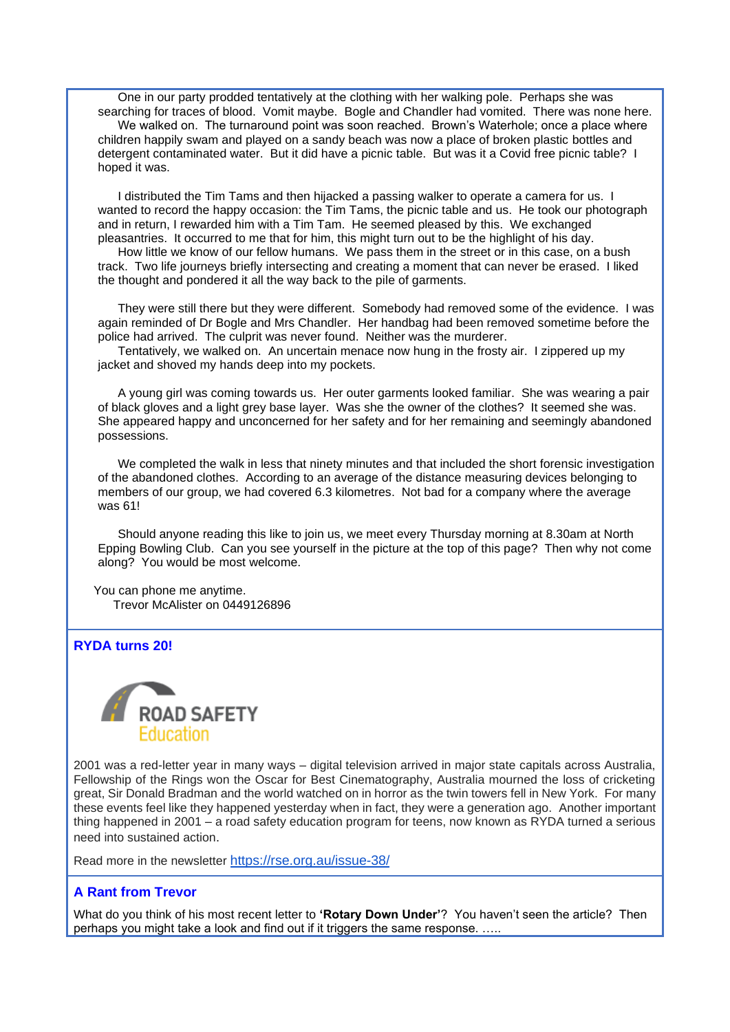One in our party prodded tentatively at the clothing with her walking pole. Perhaps she was searching for traces of blood. Vomit maybe. Bogle and Chandler had vomited. There was none here.

We walked on. The turnaround point was soon reached. Brown's Waterhole; once a place where children happily swam and played on a sandy beach was now a place of broken plastic bottles and detergent contaminated water. But it did have a picnic table. But was it a Covid free picnic table? I hoped it was.

I distributed the Tim Tams and then hijacked a passing walker to operate a camera for us. I wanted to record the happy occasion: the Tim Tams, the picnic table and us. He took our photograph and in return, I rewarded him with a Tim Tam. He seemed pleased by this. We exchanged pleasantries. It occurred to me that for him, this might turn out to be the highlight of his day.

How little we know of our fellow humans. We pass them in the street or in this case, on a bush track. Two life journeys briefly intersecting and creating a moment that can never be erased. I liked the thought and pondered it all the way back to the pile of garments.

They were still there but they were different. Somebody had removed some of the evidence. I was again reminded of Dr Bogle and Mrs Chandler. Her handbag had been removed sometime before the police had arrived. The culprit was never found. Neither was the murderer.

Tentatively, we walked on. An uncertain menace now hung in the frosty air. I zippered up my jacket and shoved my hands deep into my pockets.

A young girl was coming towards us. Her outer garments looked familiar. She was wearing a pair of black gloves and a light grey base layer. Was she the owner of the clothes? It seemed she was. She appeared happy and unconcerned for her safety and for her remaining and seemingly abandoned possessions.

We completed the walk in less that ninety minutes and that included the short forensic investigation of the abandoned clothes. According to an average of the distance measuring devices belonging to members of our group, we had covered 6.3 kilometres. Not bad for a company where the average was 61!

Should anyone reading this like to join us, we meet every Thursday morning at 8.30am at North Epping Bowling Club. Can you see yourself in the picture at the top of this page? Then why not come along? You would be most welcome.

You can phone me anytime.
Trevor McAlister on 0449126896

## RYDA turns 20!

ROAD SAFETY
Education

2001 was a red-letter year in many ways – digital television arrived in major state capitals across Australia, Fellowship of the Rings won the Oscar for Best Cinematography, Australia mourned the loss of cricketing great, Sir Donald Bradman and the world watched on in horror as the twin towers fell in New York. For many these events feel like they happened yesterday when in fact, they were a generation ago. Another important thing happened in 2001 – a road safety education program for teens, now known as RYDA turned a serious need into sustained action.

Read more in the newsletter https://rse.org.au/issue-38/

## A Rant from Trevor

What do you think of his most recent letter to **'Rotary Down Under'**? You haven't seen the article? Then perhaps you might take a look and find out if it triggers the same response. …..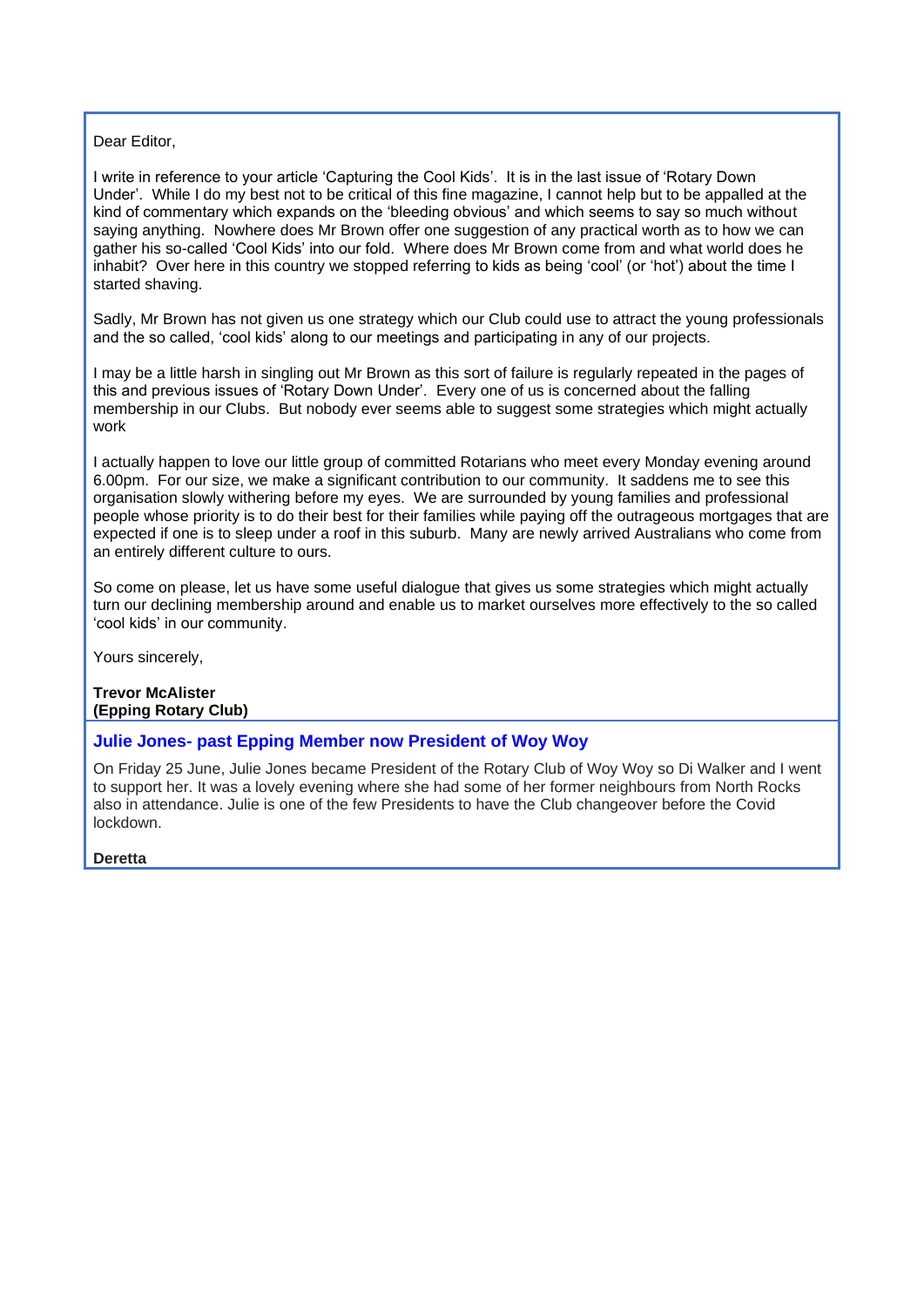Dear Editor,

I write in reference to your article 'Capturing the Cool Kids'. It is in the last issue of 'Rotary Down Under'. While I do my best not to be critical of this fine magazine, I cannot help but to be appalled at the kind of commentary which expands on the 'bleeding obvious' and which seems to say so much without saying anything. Nowhere does Mr Brown offer one suggestion of any practical worth as to how we can gather his so-called 'Cool Kids' into our fold. Where does Mr Brown come from and what world does he inhabit? Over here in this country we stopped referring to kids as being 'cool' (or 'hot') about the time I started shaving.

Sadly, Mr Brown has not given us one strategy which our Club could use to attract the young professionals and the so called, 'cool kids' along to our meetings and participating in any of our projects.

I may be a little harsh in singling out Mr Brown as this sort of failure is regularly repeated in the pages of this and previous issues of 'Rotary Down Under'. Every one of us is concerned about the falling membership in our Clubs. But nobody ever seems able to suggest some strategies which might actually work

I actually happen to love our little group of committed Rotarians who meet every Monday evening around 6.00pm. For our size, we make a significant contribution to our community. It saddens me to see this organisation slowly withering before my eyes. We are surrounded by young families and professional people whose priority is to do their best for their families while paying off the outrageous mortgages that are expected if one is to sleep under a roof in this suburb. Many are newly arrived Australians who come from an entirely different culture to ours.

So come on please, let us have some useful dialogue that gives us some strategies which might actually turn our declining membership around and enable us to market ourselves more effectively to the so called 'cool kids' in our community.

Yours sincerely,

**Trevor McAlister**
**(Epping Rotary Club)**

## Julie Jones- past Epping Member now President of Woy Woy

On Friday 25 June, Julie Jones became President of the Rotary Club of Woy Woy so Di Walker and I went to support her. It was a lovely evening where she had some of her former neighbours from North Rocks also in attendance. Julie is one of the few Presidents to have the Club changeover before the Covid lockdown.

**Deretta**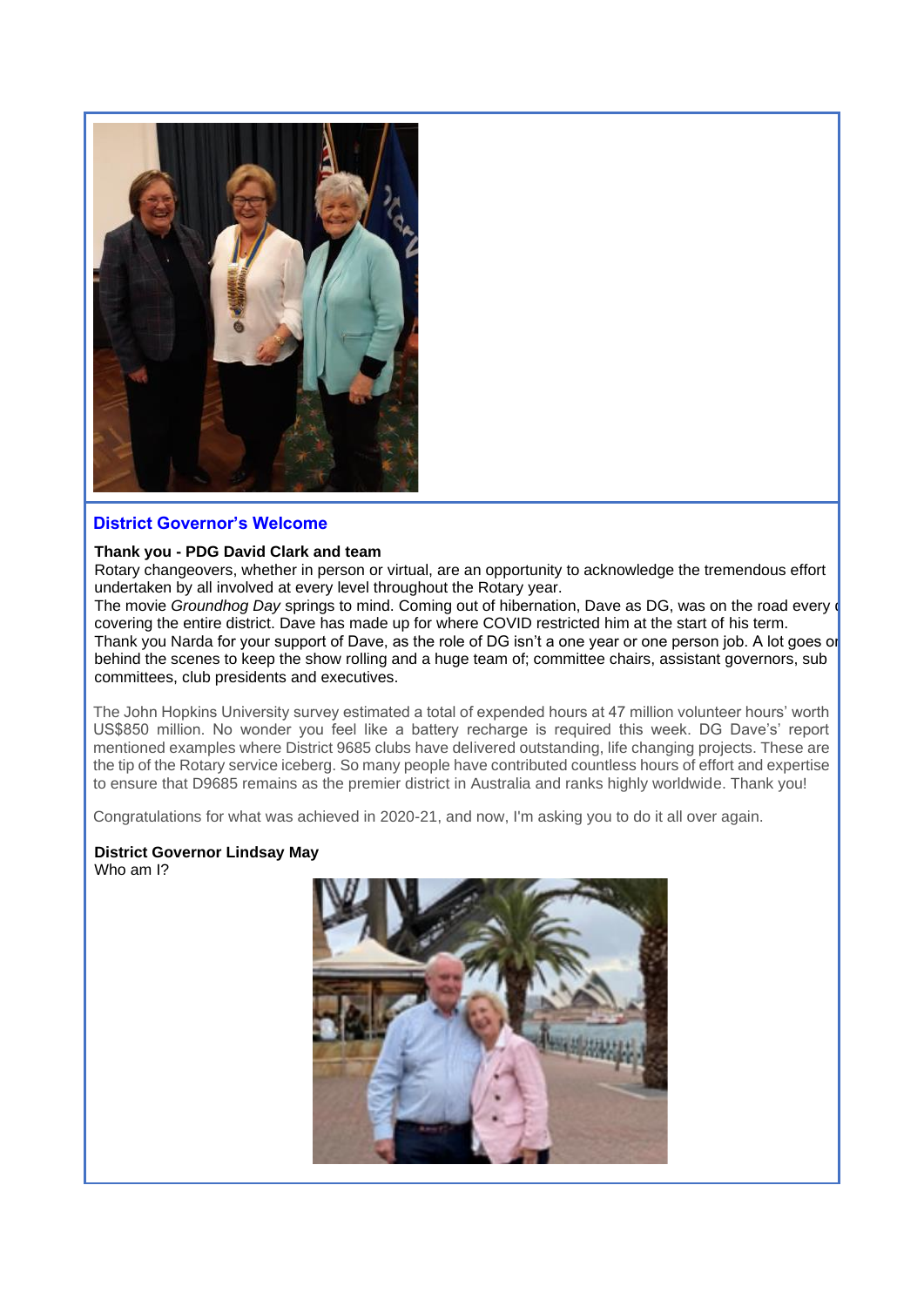## District Governor's Welcome

**Thank you - PDG David Clark and team**

Rotary changeovers, whether in person or virtual, are an opportunity to acknowledge the tremendous effort undertaken by all involved at every level throughout the Rotary year.

The movie *Groundhog Day* springs to mind. Coming out of hibernation, Dave as DG, was on the road every d covering the entire district. Dave has made up for where COVID restricted him at the start of his term.

Thank you Narda for your support of Dave, as the role of DG isn't a one year or one person job. A lot goes on behind the scenes to keep the show rolling and a huge team of; committee chairs, assistant governors, sub committees, club presidents and executives.

The John Hopkins University survey estimated a total of expended hours at 47 million volunteer hours' worth US$850 million. No wonder you feel like a battery recharge is required this week. DG Dave's' report mentioned examples where District 9685 clubs have delivered outstanding, life changing projects. These are the tip of the Rotary service iceberg. So many people have contributed countless hours of effort and expertise to ensure that D9685 remains as the premier district in Australia and ranks highly worldwide. Thank you!

Congratulations for what was achieved in 2020-21, and now, I'm asking you to do it all over again.

**District Governor Lindsay May**

Who am I?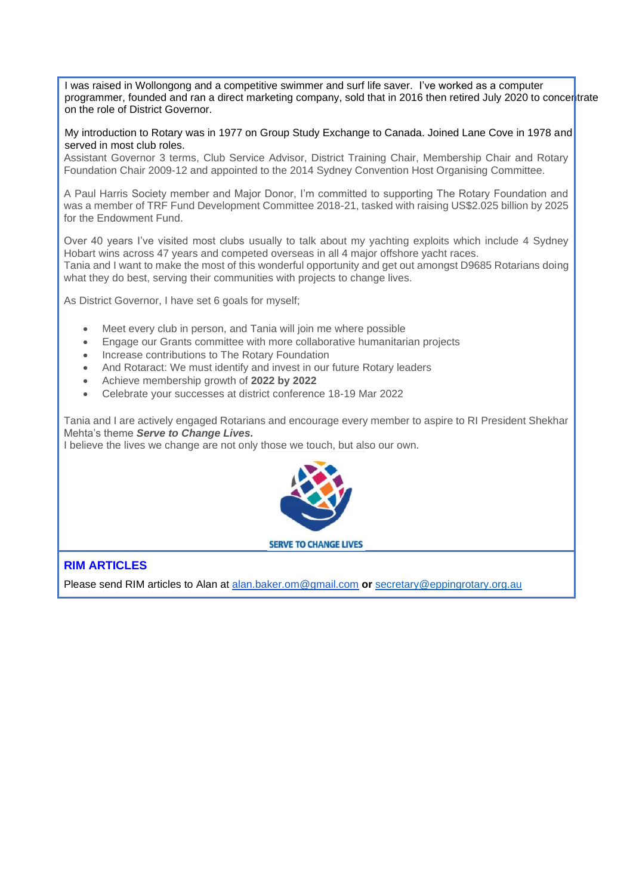I was raised in Wollongong and a competitive swimmer and surf life saver. I've worked as a computer programmer, founded and ran a direct marketing company, sold that in 2016 then retired July 2020 to concentrate on the role of District Governor.

My introduction to Rotary was in 1977 on Group Study Exchange to Canada. Joined Lane Cove in 1978 and served in most club roles.
Assistant Governor 3 terms, Club Service Advisor, District Training Chair, Membership Chair and Rotary Foundation Chair 2009-12 and appointed to the 2014 Sydney Convention Host Organising Committee.

A Paul Harris Society member and Major Donor, I'm committed to supporting The Rotary Foundation and was a member of TRF Fund Development Committee 2018-21, tasked with raising US$2.025 billion by 2025 for the Endowment Fund.

Over 40 years I've visited most clubs usually to talk about my yachting exploits which include 4 Sydney Hobart wins across 47 years and competed overseas in all 4 major offshore yacht races.
Tania and I want to make the most of this wonderful opportunity and get out amongst D9685 Rotarians doing what they do best, serving their communities with projects to change lives.

As District Governor, I have set 6 goals for myself;

- Meet every club in person, and Tania will join me where possible
- Engage our Grants committee with more collaborative humanitarian projects
- Increase contributions to The Rotary Foundation
- And Rotaract: We must identify and invest in our future Rotary leaders
- Achieve membership growth of **2022 by 2022**
- Celebrate your successes at district conference 18-19 Mar 2022

Tania and I are actively engaged Rotarians and encourage every member to aspire to RI President Shekhar Mehta's theme ***Serve to Change Lives.***
I believe the lives we change are not only those we touch, but also our own.

SERVE TO CHANGE LIVES

## RIM ARTICLES

Please send RIM articles to Alan at alan.baker.om@gmail.com **or** secretary@eppingrotary.org.au